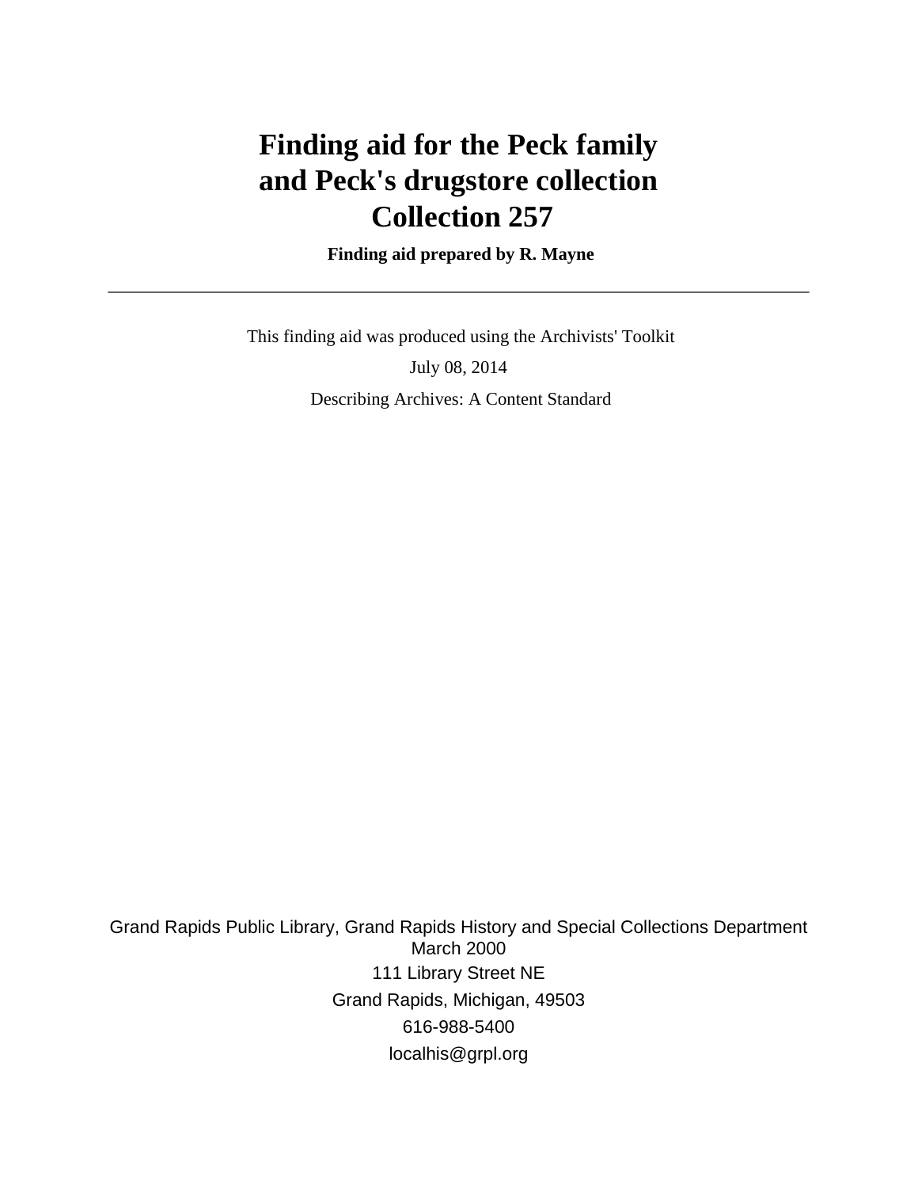# Finding aid for the Peck family and Peck's drugstore collection Collection 257

**Finding aid prepared by R. Mayne**

---

This finding aid was produced using the Archivists' Toolkit

July 08, 2014

Describing Archives: A Content Standard

Grand Rapids Public Library, Grand Rapids History and Special Collections Department
March 2000
111 Library Street NE
Grand Rapids, Michigan, 49503
616-988-5400
localhis@grpl.org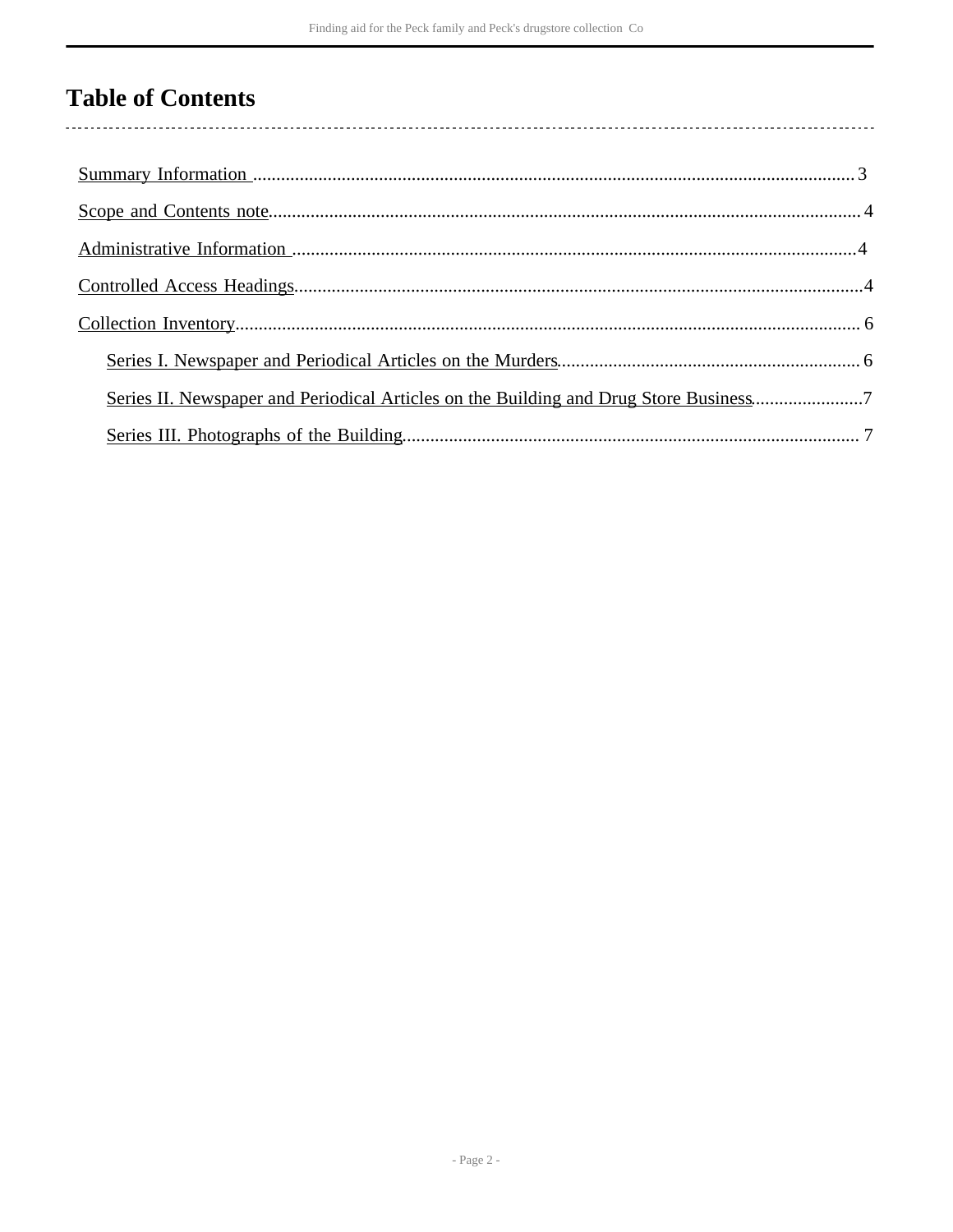# Table of Contents

- Summary Information ........ 3
- Scope and Contents note ........ 4
- Administrative Information ........ 4
- Controlled Access Headings ........ 4
- Collection Inventory ........ 6
  - Series I. Newspaper and Periodical Articles on the Murders ........ 6
  - Series II. Newspaper and Periodical Articles on the Building and Drug Store Business ........ 7
  - Series III. Photographs of the Building ........ 7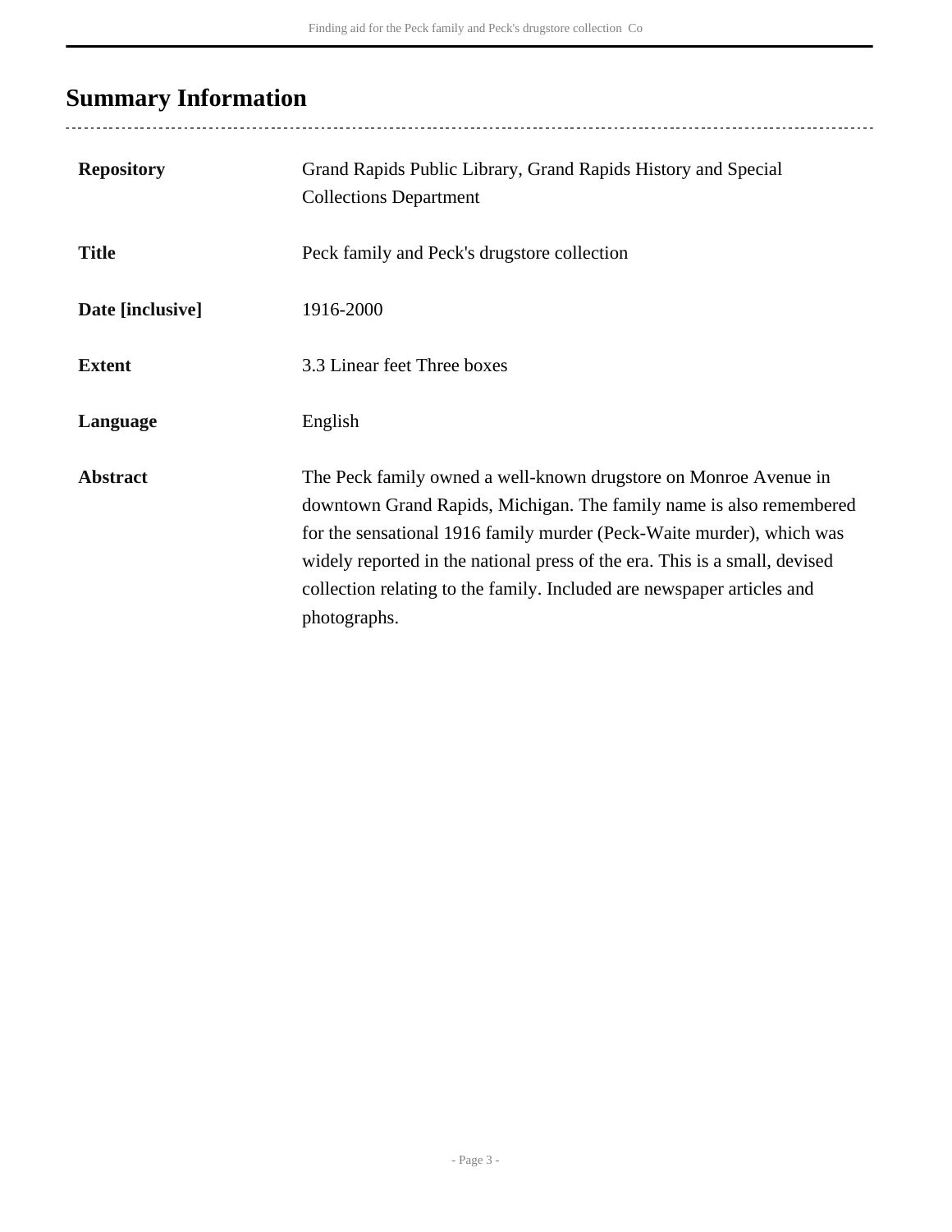## Summary Information

| | |
|---|---|
| **Repository** | Grand Rapids Public Library, Grand Rapids History and Special Collections Department |
| **Title** | Peck family and Peck's drugstore collection |
| **Date [inclusive]** | 1916-2000 |
| **Extent** | 3.3 Linear feet Three boxes |
| **Language** | English |
| **Abstract** | The Peck family owned a well-known drugstore on Monroe Avenue in downtown Grand Rapids, Michigan. The family name is also remembered for the sensational 1916 family murder (Peck-Waite murder), which was widely reported in the national press of the era. This is a small, devised collection relating to the family. Included are newspaper articles and photographs. |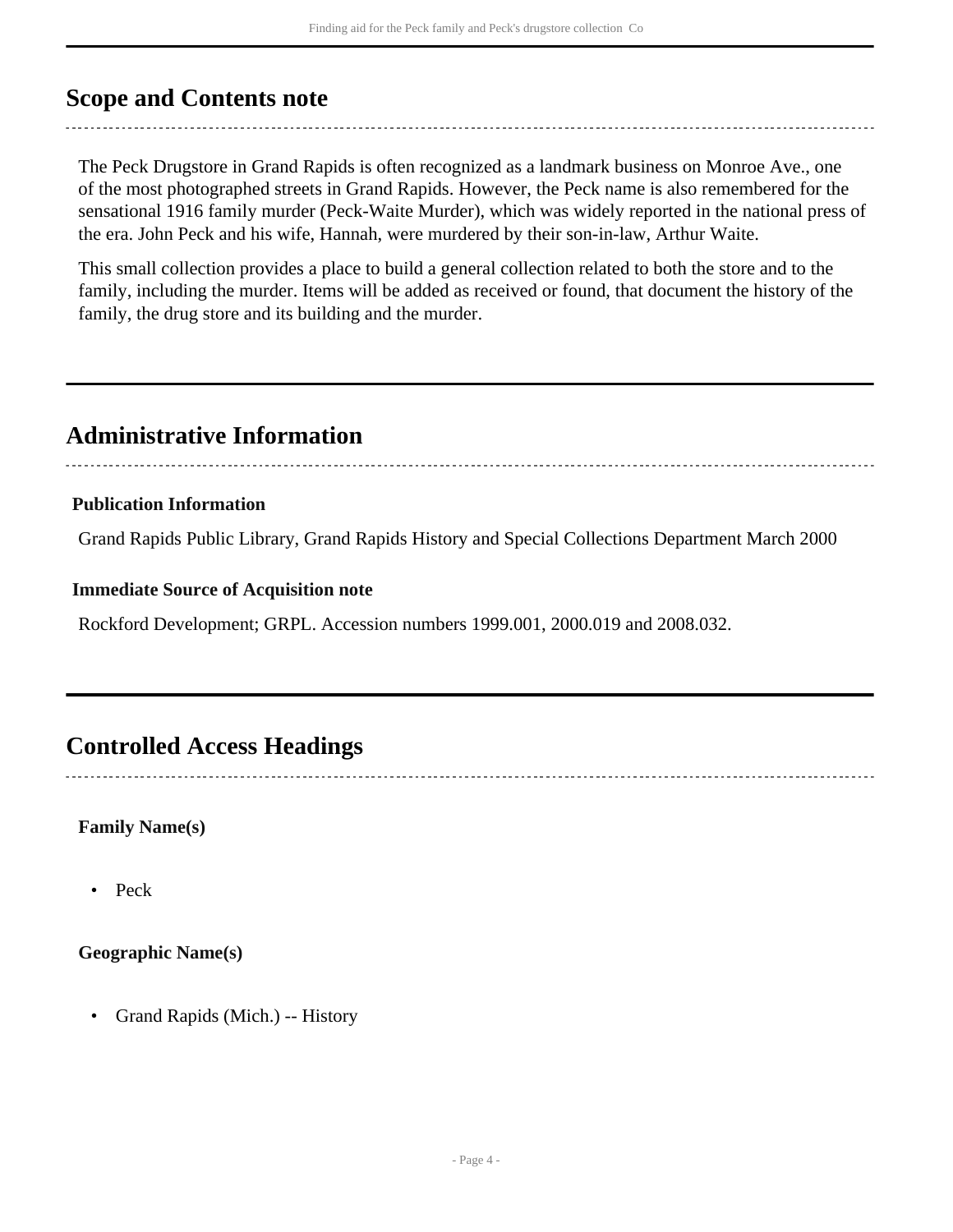## Scope and Contents note

The Peck Drugstore in Grand Rapids is often recognized as a landmark business on Monroe Ave., one of the most photographed streets in Grand Rapids. However, the Peck name is also remembered for the sensational 1916 family murder (Peck-Waite Murder), which was widely reported in the national press of the era. John Peck and his wife, Hannah, were murdered by their son-in-law, Arthur Waite.

This small collection provides a place to build a general collection related to both the store and to the family, including the murder. Items will be added as received or found, that document the history of the family, the drug store and its building and the murder.

## Administrative Information

### Publication Information

Grand Rapids Public Library, Grand Rapids History and Special Collections Department March 2000

### Immediate Source of Acquisition note

Rockford Development; GRPL. Accession numbers 1999.001, 2000.019 and 2008.032.

## Controlled Access Headings

**Family Name(s)**

- Peck

**Geographic Name(s)**

- Grand Rapids (Mich.) -- History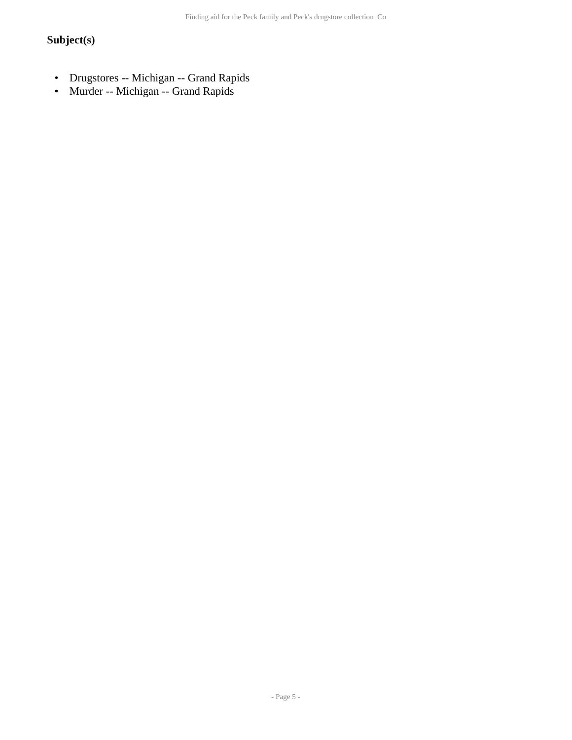### Subject(s)

- Drugstores -- Michigan -- Grand Rapids
- Murder -- Michigan -- Grand Rapids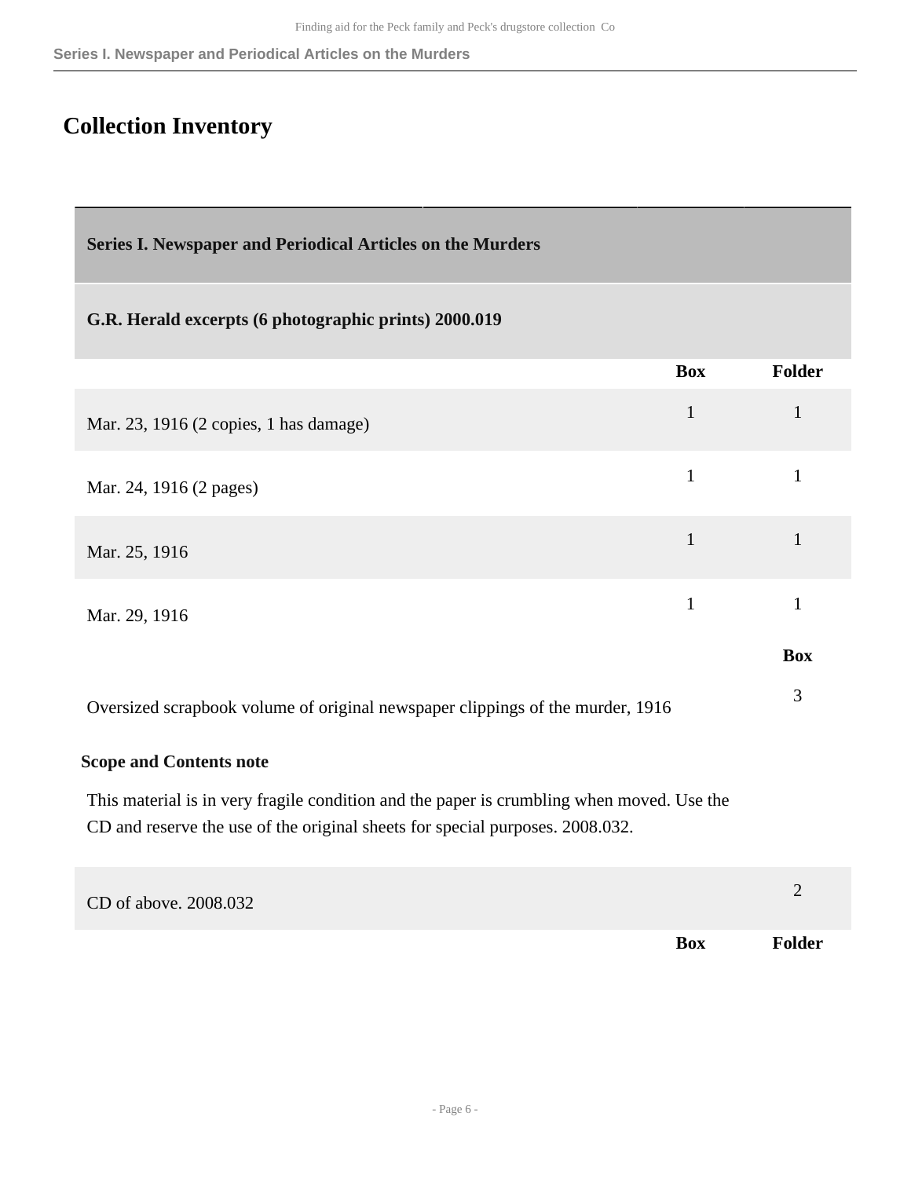# Collection Inventory

## Series I. Newspaper and Periodical Articles on the Murders

### G.R. Herald excerpts (6 photographic prints) 2000.019

| | Box | Folder |
|---|---|---|
| Mar. 23, 1916 (2 copies, 1 has damage) | 1 | 1 |
| Mar. 24, 1916 (2 pages) | 1 | 1 |
| Mar. 25, 1916 | 1 | 1 |
| Mar. 29, 1916 | 1 | 1 |

| | Box |
|---|---|
| Oversized scrapbook volume of original newspaper clippings of the murder, 1916 | 3 |

**Scope and Contents note**

This material is in very fragile condition and the paper is crumbling when moved. Use the CD and reserve the use of the original sheets for special purposes. 2008.032.

| | Box |
|---|---|
| CD of above. 2008.032 | 2 |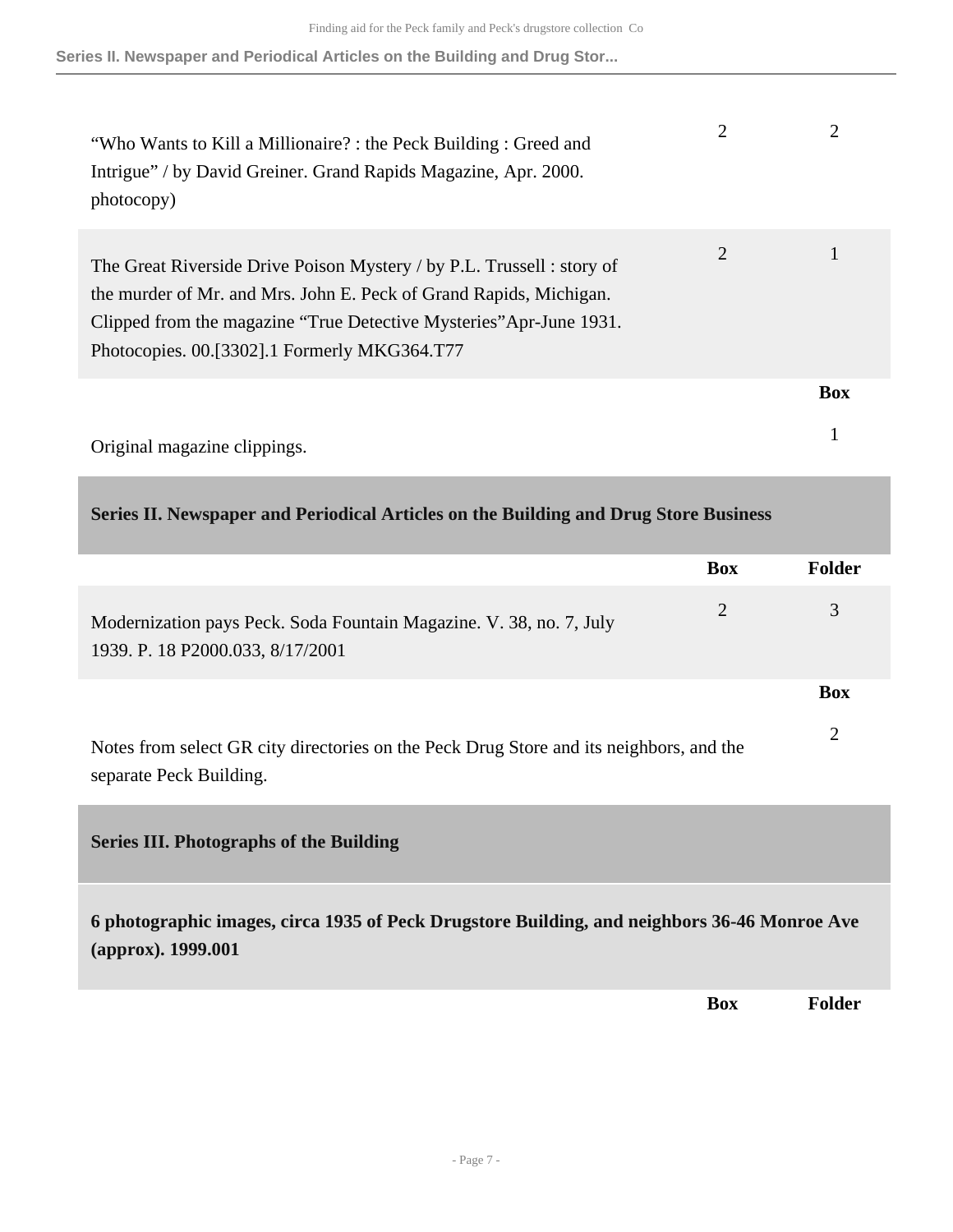| | Box | Folder |
|---|---|---|
| "Who Wants to Kill a Millionaire? : the Peck Building : Greed and Intrigue" / by David Greiner. Grand Rapids Magazine, Apr. 2000. photocopy) | 2 | 2 |
| The Great Riverside Drive Poison Mystery / by P.L. Trussell : story of the murder of Mr. and Mrs. John E. Peck of Grand Rapids, Michigan. Clipped from the magazine "True Detective Mysteries"Apr-June 1931. Photocopies. 00.[3302].1 Formerly MKG364.T77 | 2 | 1 |

| | Box |
|---|---|
| Original magazine clippings. | 1 |

### Series II. Newspaper and Periodical Articles on the Building and Drug Store Business

| | Box | Folder |
|---|---|---|
| Modernization pays Peck. Soda Fountain Magazine. V. 38, no. 7, July 1939. P. 18 P2000.033, 8/17/2001 | 2 | 3 |

| | Box |
|---|---|
| Notes from select GR city directories on the Peck Drug Store and its neighbors, and the separate Peck Building. | 2 |

### Series III. Photographs of the Building

**6 photographic images, circa 1935 of Peck Drugstore Building, and neighbors 36-46 Monroe Ave (approx). 1999.001**

| | Box | Folder |
|---|---|---|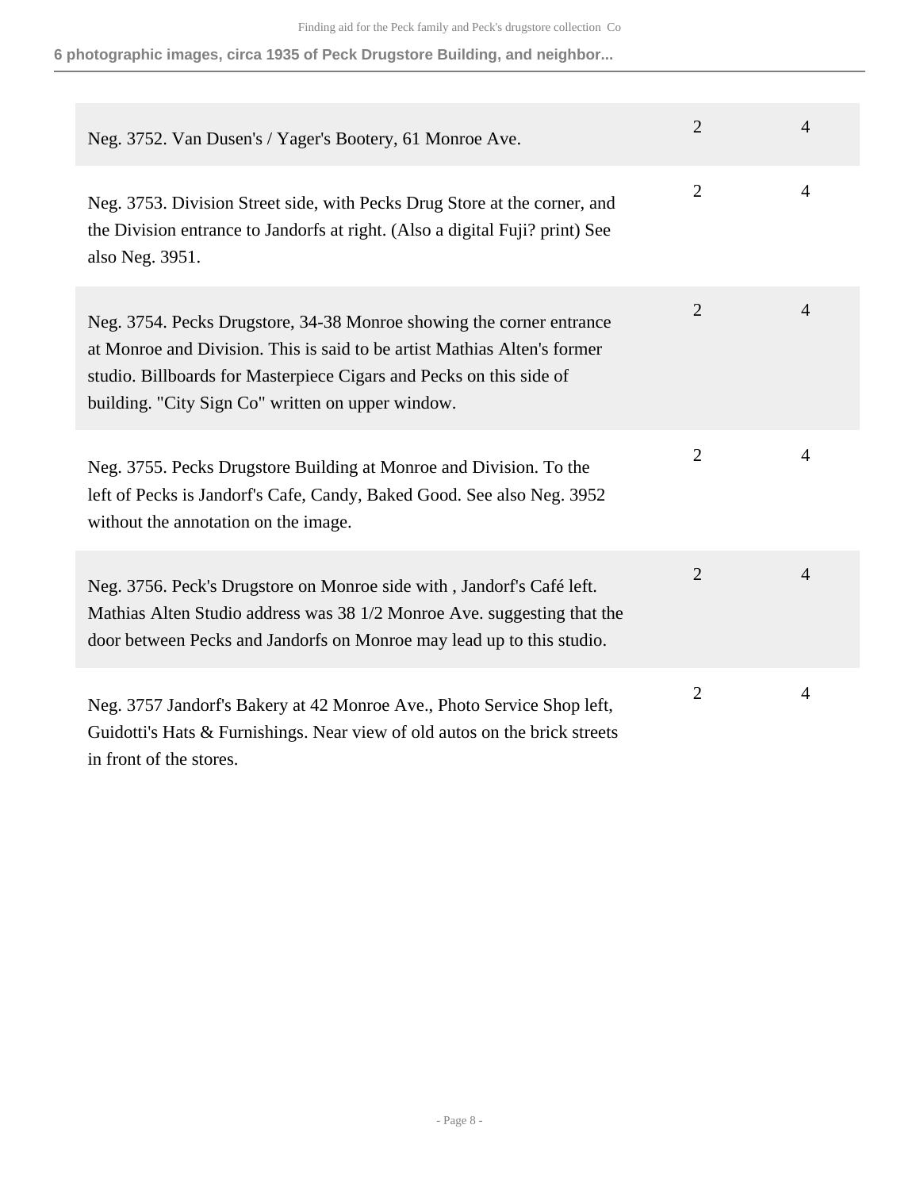| | | |
|---|---|---|
| Neg. 3752. Van Dusen's / Yager's Bootery, 61 Monroe Ave. | 2 | 4 |
| Neg. 3753. Division Street side, with Pecks Drug Store at the corner, and the Division entrance to Jandorfs at right. (Also a digital Fuji? print) See also Neg. 3951. | 2 | 4 |
| Neg. 3754. Pecks Drugstore, 34-38 Monroe showing the corner entrance at Monroe and Division. This is said to be artist Mathias Alten's former studio. Billboards for Masterpiece Cigars and Pecks on this side of building. "City Sign Co" written on upper window. | 2 | 4 |
| Neg. 3755. Pecks Drugstore Building at Monroe and Division. To the left of Pecks is Jandorf's Cafe, Candy, Baked Good. See also Neg. 3952 without the annotation on the image. | 2 | 4 |
| Neg. 3756. Peck's Drugstore on Monroe side with , Jandorf's Café left. Mathias Alten Studio address was 38 1/2 Monroe Ave. suggesting that the door between Pecks and Jandorfs on Monroe may lead up to this studio. | 2 | 4 |
| Neg. 3757 Jandorf's Bakery at 42 Monroe Ave., Photo Service Shop left, Guidotti's Hats & Furnishings. Near view of old autos on the brick streets in front of the stores. | 2 | 4 |